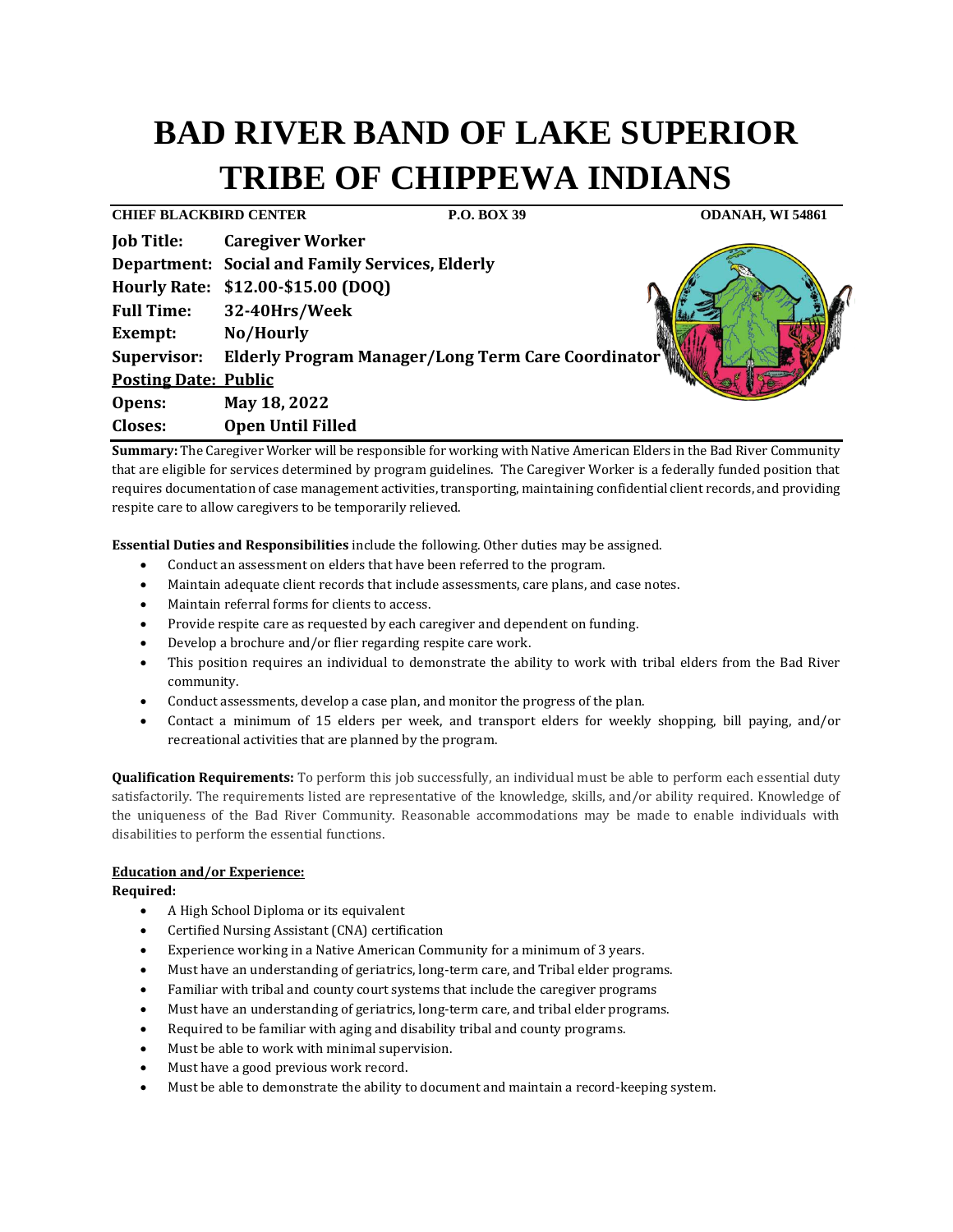# BAD RIVER BAND OF LAKE SUPERIOR TRIBE OF CHIPPEWA INDIANS

**CHIEF BLACKBIRD CENTER** **P.O. BOX 39** **ODANAH, WI 54861**

**Job Title:** **Caregiver Worker**
**Department:** **Social and Family Services, Elderly**
**Hourly Rate:** **$12.00-$15.00 (DOQ)**
**Full Time:** **32-40Hrs/Week**
**Exempt:** **No/Hourly**
**Supervisor:** **Elderly Program Manager/Long Term Care Coordinator**
**Posting Date:** **Public**
**Opens:** **May 18, 2022**
**Closes:** **Open Until Filled**

**Summary:** The Caregiver Worker will be responsible for working with Native American Elders in the Bad River Community that are eligible for services determined by program guidelines. The Caregiver Worker is a federally funded position that requires documentation of case management activities, transporting, maintaining confidential client records, and providing respite care to allow caregivers to be temporarily relieved.

**Essential Duties and Responsibilities** include the following. Other duties may be assigned.

- Conduct an assessment on elders that have been referred to the program.
- Maintain adequate client records that include assessments, care plans, and case notes.
- Maintain referral forms for clients to access.
- Provide respite care as requested by each caregiver and dependent on funding.
- Develop a brochure and/or flier regarding respite care work.
- This position requires an individual to demonstrate the ability to work with tribal elders from the Bad River community.
- Conduct assessments, develop a case plan, and monitor the progress of the plan.
- Contact a minimum of 15 elders per week, and transport elders for weekly shopping, bill paying, and/or recreational activities that are planned by the program.

**Qualification Requirements:** To perform this job successfully, an individual must be able to perform each essential duty satisfactorily. The requirements listed are representative of the knowledge, skills, and/or ability required. Knowledge of the uniqueness of the Bad River Community. Reasonable accommodations may be made to enable individuals with disabilities to perform the essential functions.

**Education and/or Experience:**

**Required:**

- A High School Diploma or its equivalent
- Certified Nursing Assistant (CNA) certification
- Experience working in a Native American Community for a minimum of 3 years.
- Must have an understanding of geriatrics, long-term care, and Tribal elder programs.
- Familiar with tribal and county court systems that include the caregiver programs
- Must have an understanding of geriatrics, long-term care, and tribal elder programs.
- Required to be familiar with aging and disability tribal and county programs.
- Must be able to work with minimal supervision.
- Must have a good previous work record.
- Must be able to demonstrate the ability to document and maintain a record-keeping system.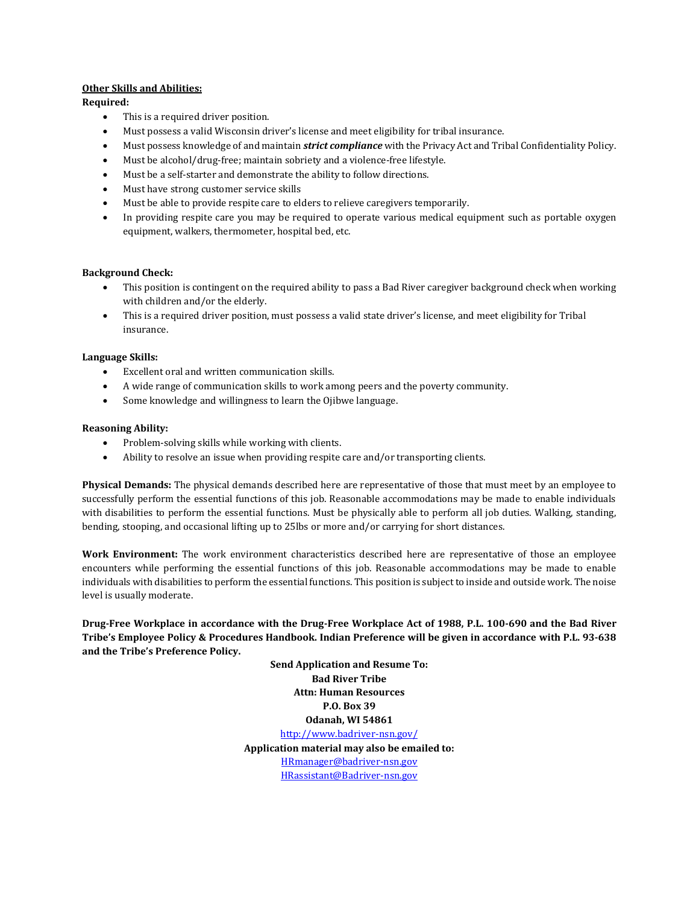**Other Skills and Abilities:**

**Required:**

- This is a required driver position.
- Must possess a valid Wisconsin driver's license and meet eligibility for tribal insurance.
- Must possess knowledge of and maintain ***strict compliance*** with the Privacy Act and Tribal Confidentiality Policy.
- Must be alcohol/drug-free; maintain sobriety and a violence-free lifestyle.
- Must be a self-starter and demonstrate the ability to follow directions.
- Must have strong customer service skills
- Must be able to provide respite care to elders to relieve caregivers temporarily.
- In providing respite care you may be required to operate various medical equipment such as portable oxygen equipment, walkers, thermometer, hospital bed, etc.

**Background Check:**

- This position is contingent on the required ability to pass a Bad River caregiver background check when working with children and/or the elderly.
- This is a required driver position, must possess a valid state driver's license, and meet eligibility for Tribal insurance.

**Language Skills:**

- Excellent oral and written communication skills.
- A wide range of communication skills to work among peers and the poverty community.
- Some knowledge and willingness to learn the Ojibwe language.

**Reasoning Ability:**

- Problem-solving skills while working with clients.
- Ability to resolve an issue when providing respite care and/or transporting clients.

**Physical Demands:** The physical demands described here are representative of those that must meet by an employee to successfully perform the essential functions of this job. Reasonable accommodations may be made to enable individuals with disabilities to perform the essential functions. Must be physically able to perform all job duties. Walking, standing, bending, stooping, and occasional lifting up to 25lbs or more and/or carrying for short distances.

**Work Environment:** The work environment characteristics described here are representative of those an employee encounters while performing the essential functions of this job. Reasonable accommodations may be made to enable individuals with disabilities to perform the essential functions. This position is subject to inside and outside work. The noise level is usually moderate.

**Drug-Free Workplace in accordance with the Drug-Free Workplace Act of 1988, P.L. 100-690 and the Bad River Tribe's Employee Policy & Procedures Handbook. Indian Preference will be given in accordance with P.L. 93-638 and the Tribe's Preference Policy.**

**Send Application and Resume To:**
**Bad River Tribe**
**Attn: Human Resources**
**P.O. Box 39**
**Odanah, WI 54861**
http://www.badriver-nsn.gov/
**Application material may also be emailed to:**
HRmanager@badriver-nsn.gov
HRassistant@Badriver-nsn.gov